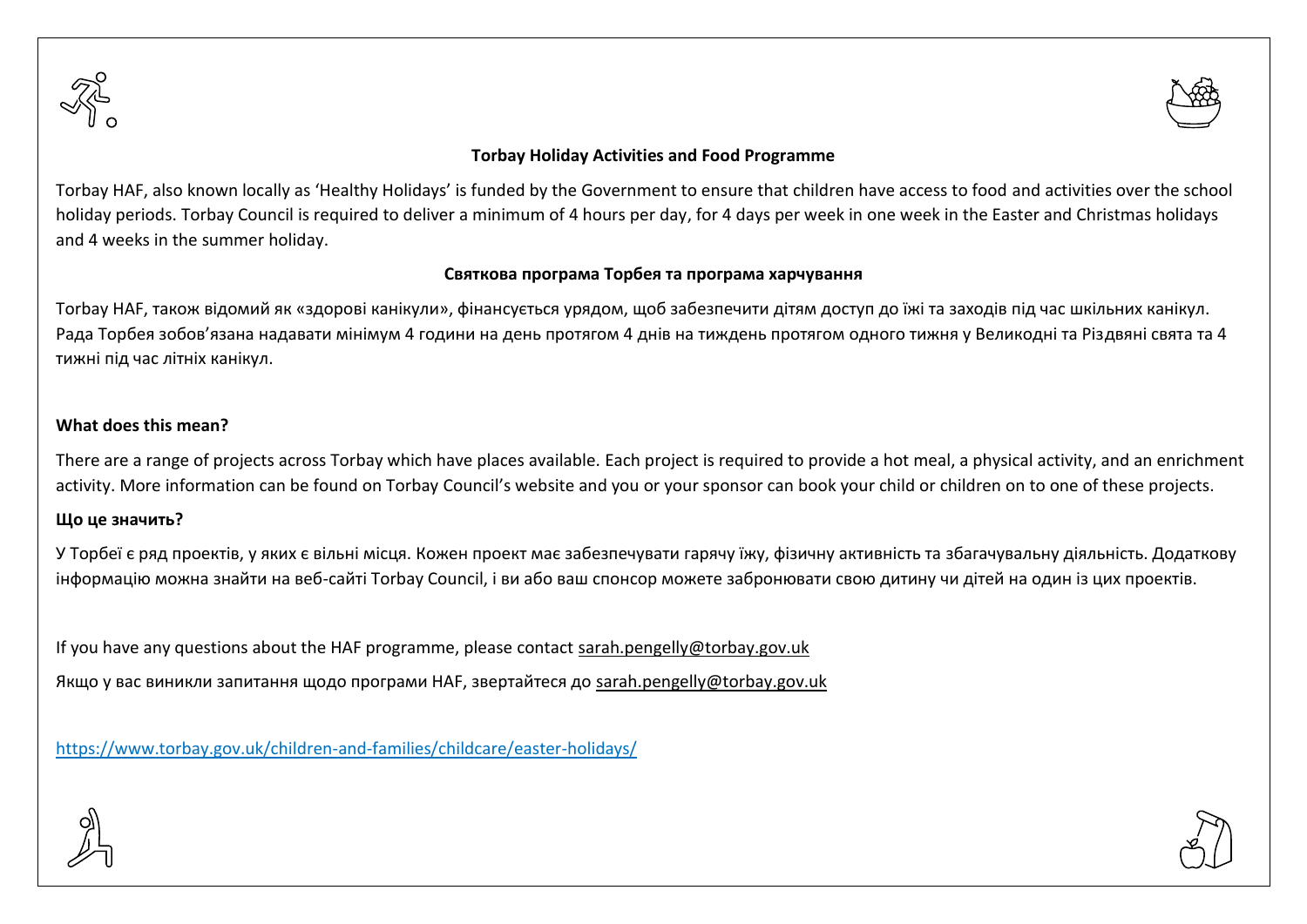**Torbay Holiday Activities and Food Programme**

Torbay HAF, also known locally as 'Healthy Holidays' is funded by the Government to ensure that children have access to food and activities over the school holiday periods. Torbay Council is required to deliver a minimum of 4 hours per day, for 4 days per week in one week in the Easter and Christmas holidays and 4 weeks in the summer holiday.

**Святкова програма Торбея та програма харчування**

Torbay HAF, також відомий як «здорові канікули», фінансується урядом, щоб забезпечити дітям доступ до їжі та заходів під час шкільних канікул. Рада Торбея зобов'язана надавати мінімум 4 години на день протягом 4 днів на тиждень протягом одного тижня у Великодні та Різдвяні свята та 4 тижні під час літніх канікул.

**What does this mean?**

There are a range of projects across Torbay which have places available. Each project is required to provide a hot meal, a physical activity, and an enrichment activity. More information can be found on Torbay Council's website and you or your sponsor can book your child or children on to one of these projects.

**Що це значить?**

У Торбеї є ряд проектів, у яких є вільні місця. Кожен проект має забезпечувати гарячу їжу, фізичну активність та збагачувальну діяльність. Додаткову інформацію можна знайти на веб-сайті Torbay Council, і ви або ваш спонсор можете забронювати свою дитину чи дітей на один із цих проектів.

If you have any questions about the HAF programme, please contact sarah.pengelly@torbay.gov.uk

Якщо у вас виникли запитання щодо програми HAF, звертайтеся до sarah.pengelly@torbay.gov.uk

https://www.torbay.gov.uk/children-and-families/childcare/easter-holidays/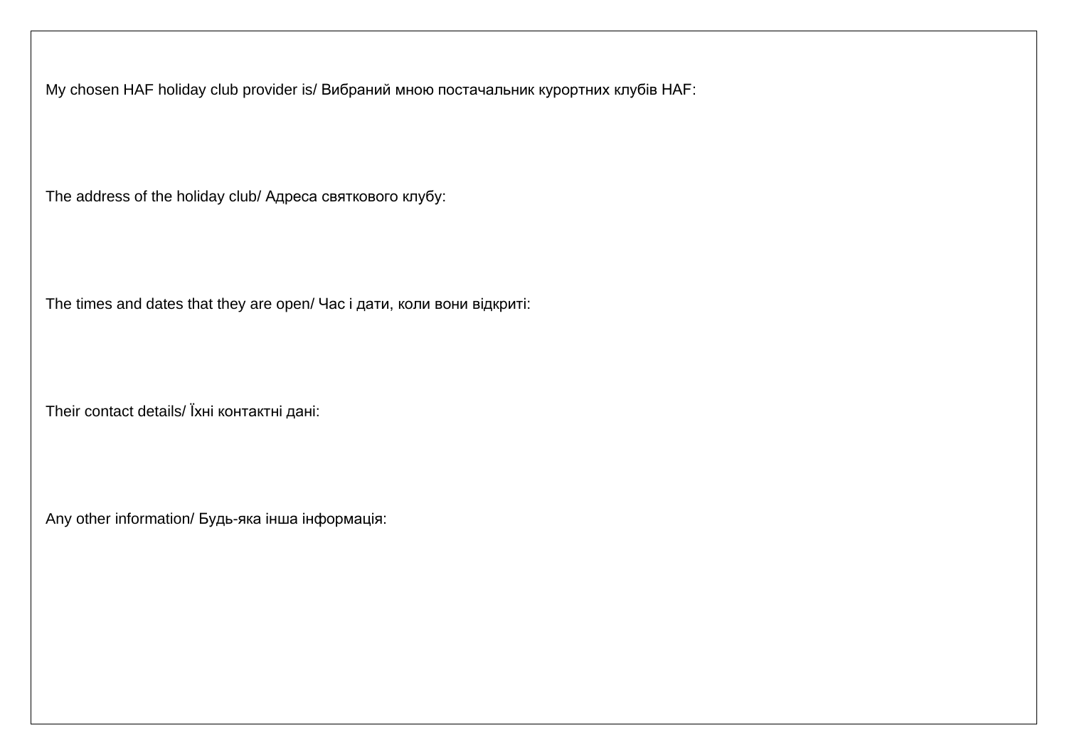My chosen HAF holiday club provider is/ Вибраний мною постачальник курортних клубів HAF:

The address of the holiday club/ Адреса святкового клубу:

The times and dates that they are open/ Час і дати, коли вони відкриті:

Their contact details/ Їхні контактні дані:

Any other information/ Будь-яка інша інформація: